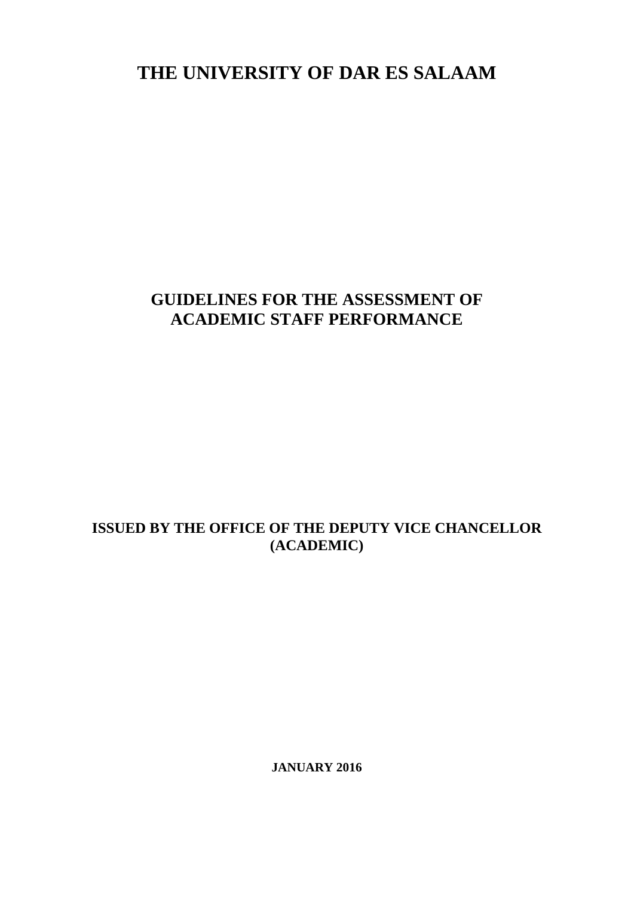# THE UNIVERSITY OF DAR ES SALAAM

## GUIDELINES FOR THE ASSESSMENT OF ACADEMIC STAFF PERFORMANCE

**ISSUED BY THE OFFICE OF THE DEPUTY VICE CHANCELLOR (ACADEMIC)**

**JANUARY 2016**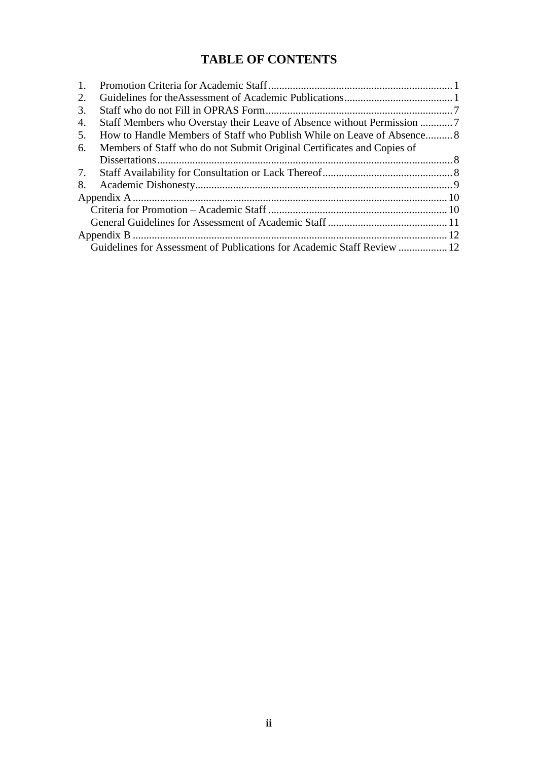# TABLE OF CONTENTS

1. Promotion Criteria for Academic Staff .................................................................... 1
2. Guidelines for theAssessment of Academic Publications ........................................ 1
3. Staff who do not Fill in OPRAS Form ..................................................................... 7
4. Staff Members who Overstay their Leave of Absence without Permission ............ 7
5. How to Handle Members of Staff who Publish While on Leave of Absence .......... 8
6. Members of Staff who do not Submit Original Certificates and Copies of Dissertations ............................................................................................................ 8
7. Staff Availability for Consultation or Lack Thereof ................................................ 8
8. Academic Dishonesty .............................................................................................. 9

Appendix A ................................................................................................................... 10

- Criteria for Promotion – Academic Staff .................................................................. 10
- General Guidelines for Assessment of Academic Staff ............................................ 11

Appendix B ................................................................................................................... 12

- Guidelines for Assessment of Publications for Academic Staff Review .................. 12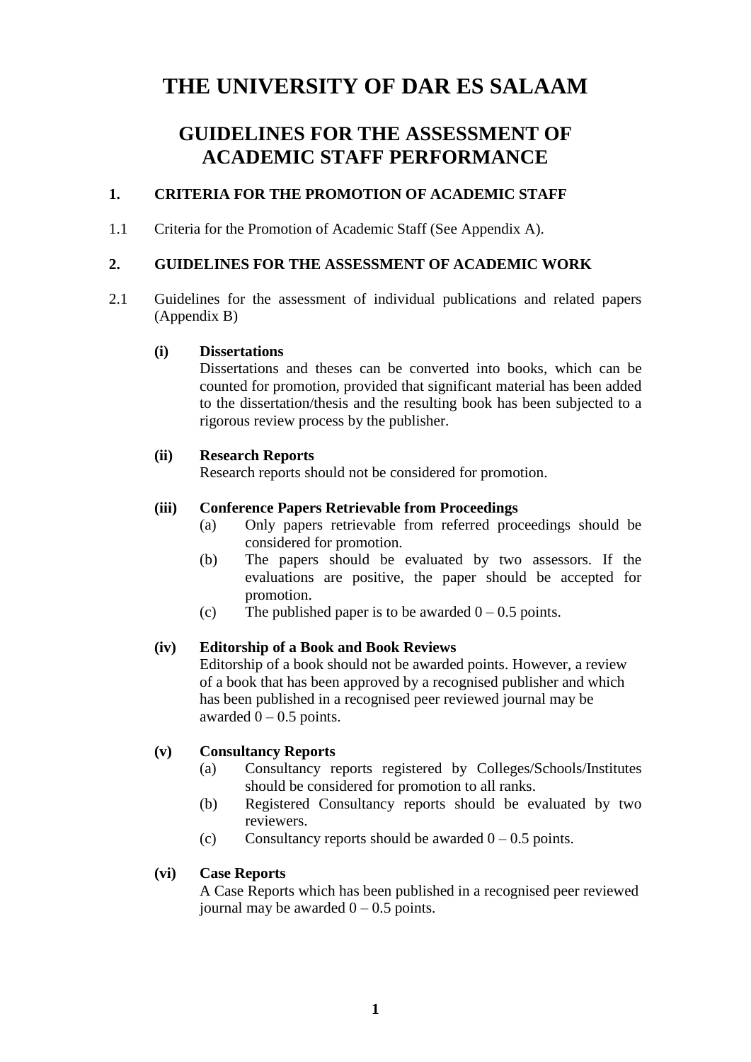# THE UNIVERSITY OF DAR ES SALAAM

## GUIDELINES FOR THE ASSESSMENT OF ACADEMIC STAFF PERFORMANCE

### 1. CRITERIA FOR THE PROMOTION OF ACADEMIC STAFF

1.1 Criteria for the Promotion of Academic Staff (See Appendix A).

### 2. GUIDELINES FOR THE ASSESSMENT OF ACADEMIC WORK

2.1 Guidelines for the assessment of individual publications and related papers (Appendix B)

**(i) Dissertations**

Dissertations and theses can be converted into books, which can be counted for promotion, provided that significant material has been added to the dissertation/thesis and the resulting book has been subjected to a rigorous review process by the publisher.

**(ii) Research Reports**

Research reports should not be considered for promotion.

**(iii) Conference Papers Retrievable from Proceedings**

- (a) Only papers retrievable from referred proceedings should be considered for promotion.
- (b) The papers should be evaluated by two assessors. If the evaluations are positive, the paper should be accepted for promotion.
- (c) The published paper is to be awarded 0 – 0.5 points.

**(iv) Editorship of a Book and Book Reviews**

Editorship of a book should not be awarded points. However, a review of a book that has been approved by a recognised publisher and which has been published in a recognised peer reviewed journal may be awarded 0 – 0.5 points.

**(v) Consultancy Reports**

- (a) Consultancy reports registered by Colleges/Schools/Institutes should be considered for promotion to all ranks.
- (b) Registered Consultancy reports should be evaluated by two reviewers.
- (c) Consultancy reports should be awarded 0 – 0.5 points.

**(vi) Case Reports**

A Case Reports which has been published in a recognised peer reviewed journal may be awarded 0 – 0.5 points.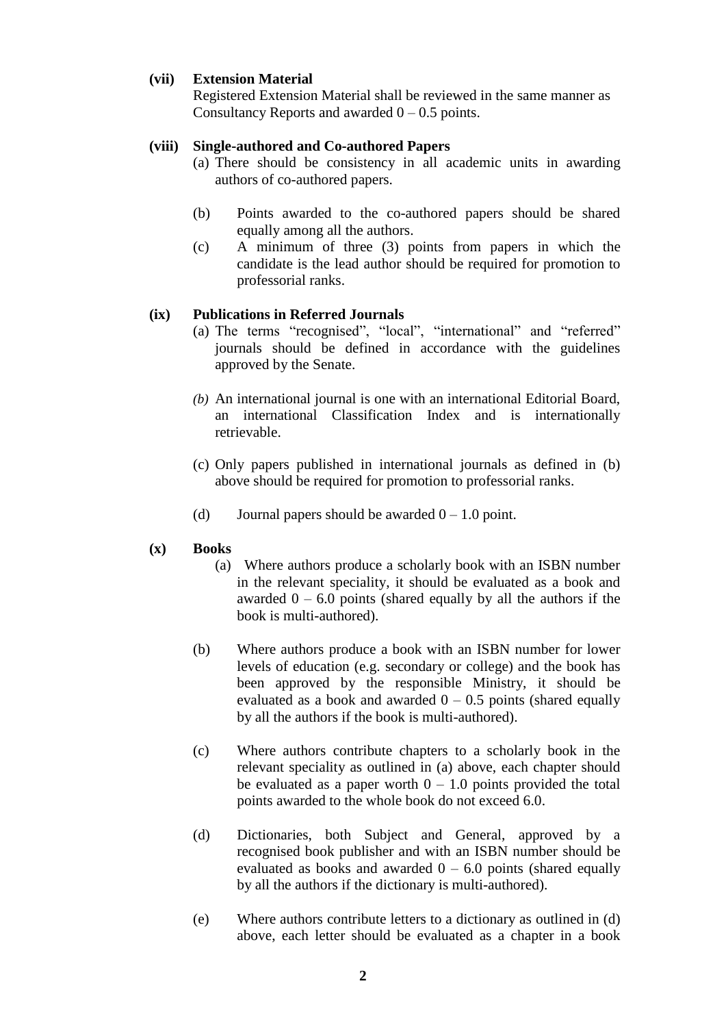**(vii) Extension Material**

Registered Extension Material shall be reviewed in the same manner as Consultancy Reports and awarded 0 – 0.5 points.

**(viii) Single-authored and Co-authored Papers**

(a) There should be consistency in all academic units in awarding authors of co-authored papers.

(b) Points awarded to the co-authored papers should be shared equally among all the authors.

(c) A minimum of three (3) points from papers in which the candidate is the lead author should be required for promotion to professorial ranks.

**(ix) Publications in Referred Journals**

(a) The terms “recognised”, “local”, “international” and “referred” journals should be defined in accordance with the guidelines approved by the Senate.

*(b)* An international journal is one with an international Editorial Board, an international Classification Index and is internationally retrievable.

(c) Only papers published in international journals as defined in (b) above should be required for promotion to professorial ranks.

(d) Journal papers should be awarded 0 – 1.0 point.

**(x) Books**

(a) Where authors produce a scholarly book with an ISBN number in the relevant speciality, it should be evaluated as a book and awarded 0 – 6.0 points (shared equally by all the authors if the book is multi-authored).

(b) Where authors produce a book with an ISBN number for lower levels of education (e.g. secondary or college) and the book has been approved by the responsible Ministry, it should be evaluated as a book and awarded 0 – 0.5 points (shared equally by all the authors if the book is multi-authored).

(c) Where authors contribute chapters to a scholarly book in the relevant speciality as outlined in (a) above, each chapter should be evaluated as a paper worth 0 – 1.0 points provided the total points awarded to the whole book do not exceed 6.0.

(d) Dictionaries, both Subject and General, approved by a recognised book publisher and with an ISBN number should be evaluated as books and awarded 0 – 6.0 points (shared equally by all the authors if the dictionary is multi-authored).

(e) Where authors contribute letters to a dictionary as outlined in (d) above, each letter should be evaluated as a chapter in a book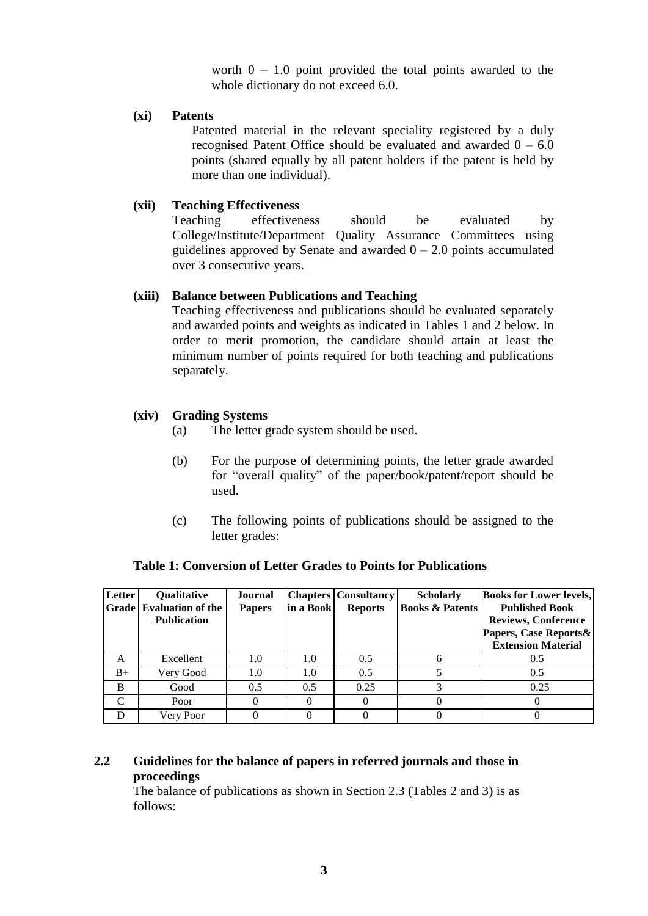worth 0 – 1.0 point provided the total points awarded to the whole dictionary do not exceed 6.0.

**(xi) Patents**

Patented material in the relevant speciality registered by a duly recognised Patent Office should be evaluated and awarded 0 – 6.0 points (shared equally by all patent holders if the patent is held by more than one individual).

**(xii) Teaching Effectiveness**

Teaching effectiveness should be evaluated by College/Institute/Department Quality Assurance Committees using guidelines approved by Senate and awarded 0 – 2.0 points accumulated over 3 consecutive years.

**(xiii) Balance between Publications and Teaching**

Teaching effectiveness and publications should be evaluated separately and awarded points and weights as indicated in Tables 1 and 2 below. In order to merit promotion, the candidate should attain at least the minimum number of points required for both teaching and publications separately.

**(xiv) Grading Systems**

(a) The letter grade system should be used.

(b) For the purpose of determining points, the letter grade awarded for "overall quality" of the paper/book/patent/report should be used.

(c) The following points of publications should be assigned to the letter grades:

**Table 1: Conversion of Letter Grades to Points for Publications**

| Letter Grade | Qualitative Evaluation of the Publication | Journal Papers | Chapters in a Book | Consultancy Reports | Scholarly Books & Patents | Books for Lower levels, Published Book Reviews, Conference Papers, Case Reports& Extension Material |
|---|---|---|---|---|---|---|
| A | Excellent | 1.0 | 1.0 | 0.5 | 6 | 0.5 |
| B+ | Very Good | 1.0 | 1.0 | 0.5 | 5 | 0.5 |
| B | Good | 0.5 | 0.5 | 0.25 | 3 | 0.25 |
| C | Poor | 0 | 0 | 0 | 0 | 0 |
| D | Very Poor | 0 | 0 | 0 | 0 | 0 |

## 2.2 Guidelines for the balance of papers in referred journals and those in proceedings

The balance of publications as shown in Section 2.3 (Tables 2 and 3) is as follows: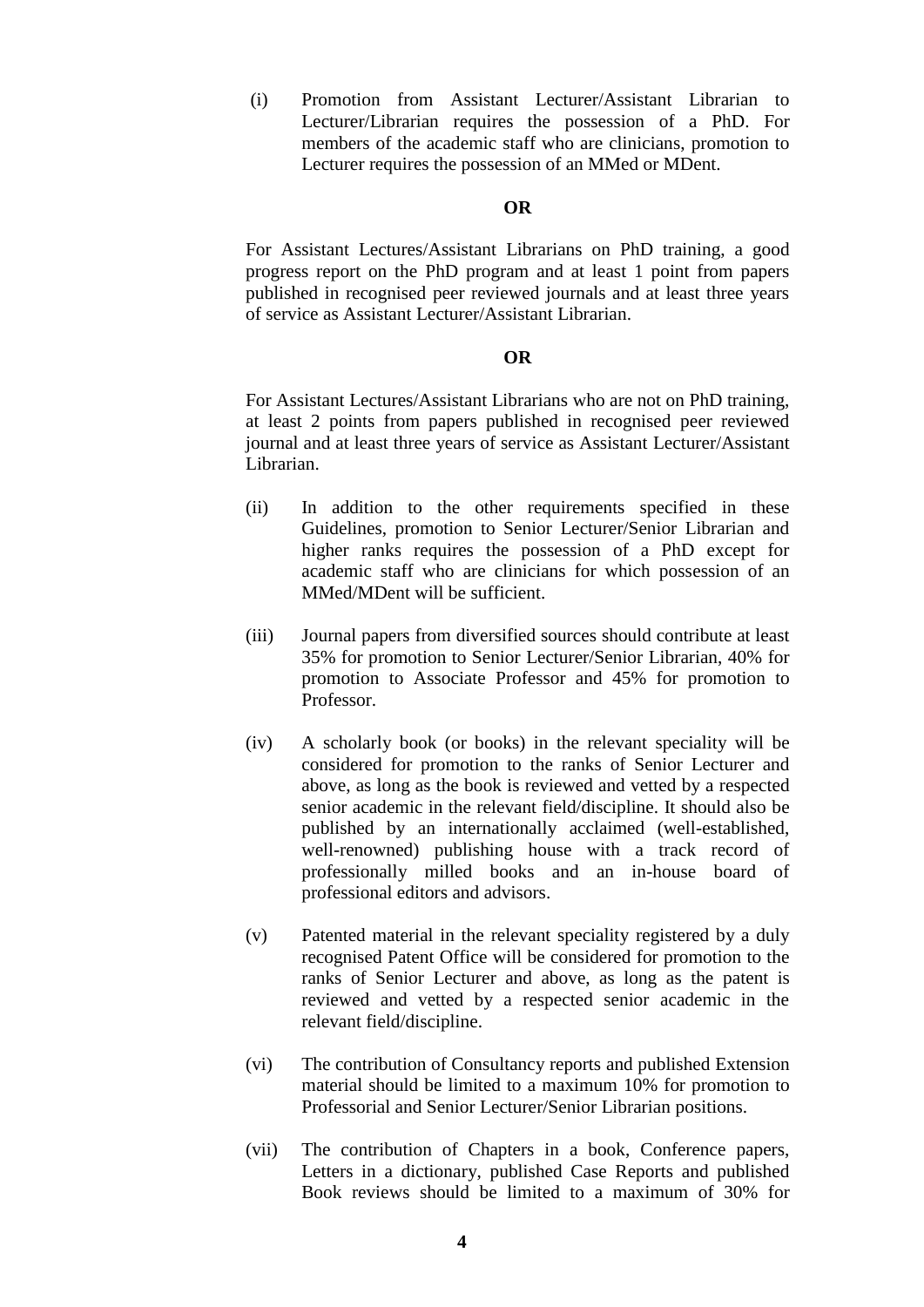(i) Promotion from Assistant Lecturer/Assistant Librarian to Lecturer/Librarian requires the possession of a PhD. For members of the academic staff who are clinicians, promotion to Lecturer requires the possession of an MMed or MDent.

**OR**

For Assistant Lectures/Assistant Librarians on PhD training, a good progress report on the PhD program and at least 1 point from papers published in recognised peer reviewed journals and at least three years of service as Assistant Lecturer/Assistant Librarian.

**OR**

For Assistant Lectures/Assistant Librarians who are not on PhD training, at least 2 points from papers published in recognised peer reviewed journal and at least three years of service as Assistant Lecturer/Assistant Librarian.

(ii) In addition to the other requirements specified in these Guidelines, promotion to Senior Lecturer/Senior Librarian and higher ranks requires the possession of a PhD except for academic staff who are clinicians for which possession of an MMed/MDent will be sufficient.

(iii) Journal papers from diversified sources should contribute at least 35% for promotion to Senior Lecturer/Senior Librarian, 40% for promotion to Associate Professor and 45% for promotion to Professor.

(iv) A scholarly book (or books) in the relevant speciality will be considered for promotion to the ranks of Senior Lecturer and above, as long as the book is reviewed and vetted by a respected senior academic in the relevant field/discipline. It should also be published by an internationally acclaimed (well-established, well-renowned) publishing house with a track record of professionally milled books and an in-house board of professional editors and advisors.

(v) Patented material in the relevant speciality registered by a duly recognised Patent Office will be considered for promotion to the ranks of Senior Lecturer and above, as long as the patent is reviewed and vetted by a respected senior academic in the relevant field/discipline.

(vi) The contribution of Consultancy reports and published Extension material should be limited to a maximum 10% for promotion to Professorial and Senior Lecturer/Senior Librarian positions.

(vii) The contribution of Chapters in a book, Conference papers, Letters in a dictionary, published Case Reports and published Book reviews should be limited to a maximum of 30% for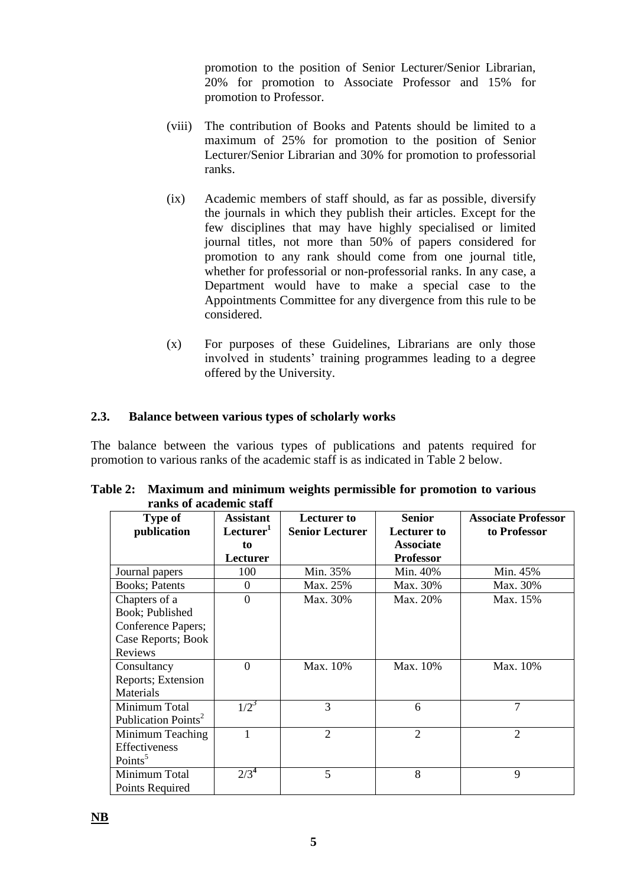promotion to the position of Senior Lecturer/Senior Librarian, 20% for promotion to Associate Professor and 15% for promotion to Professor.

(viii) The contribution of Books and Patents should be limited to a maximum of 25% for promotion to the position of Senior Lecturer/Senior Librarian and 30% for promotion to professorial ranks.

(ix) Academic members of staff should, as far as possible, diversify the journals in which they publish their articles. Except for the few disciplines that may have highly specialised or limited journal titles, not more than 50% of papers considered for promotion to any rank should come from one journal title, whether for professorial or non-professorial ranks. In any case, a Department would have to make a special case to the Appointments Committee for any divergence from this rule to be considered.

(x) For purposes of these Guidelines, Librarians are only those involved in students' training programmes leading to a degree offered by the University.

### 2.3. Balance between various types of scholarly works

The balance between the various types of publications and patents required for promotion to various ranks of the academic staff is as indicated in Table 2 below.

**Table 2: Maximum and minimum weights permissible for promotion to various ranks of academic staff**

| Type of publication | Assistant Lecturer[1] to Lecturer | Lecturer to Senior Lecturer | Senior Lecturer to Associate Professor | Associate Professor to Professor |
|---|---|---|---|---|
| Journal papers | 100 | Min. 35% | Min. 40% | Min. 45% |
| Books; Patents | 0 | Max. 25% | Max. 30% | Max. 30% |
| Chapters of a Book; Published Conference Papers; Case Reports; Book Reviews | 0 | Max. 30% | Max. 20% | Max. 15% |
| Consultancy Reports; Extension Materials | 0 | Max. 10% | Max. 10% | Max. 10% |
| Minimum Total Publication Points[2] | 1/2[3] | 3 | 6 | 7 |
| Minimum Teaching Effectiveness Points[5] | 1 | 2 | 2 | 2 |
| Minimum Total Points Required | 2/3[4] | 5 | 8 | 9 |

**NB**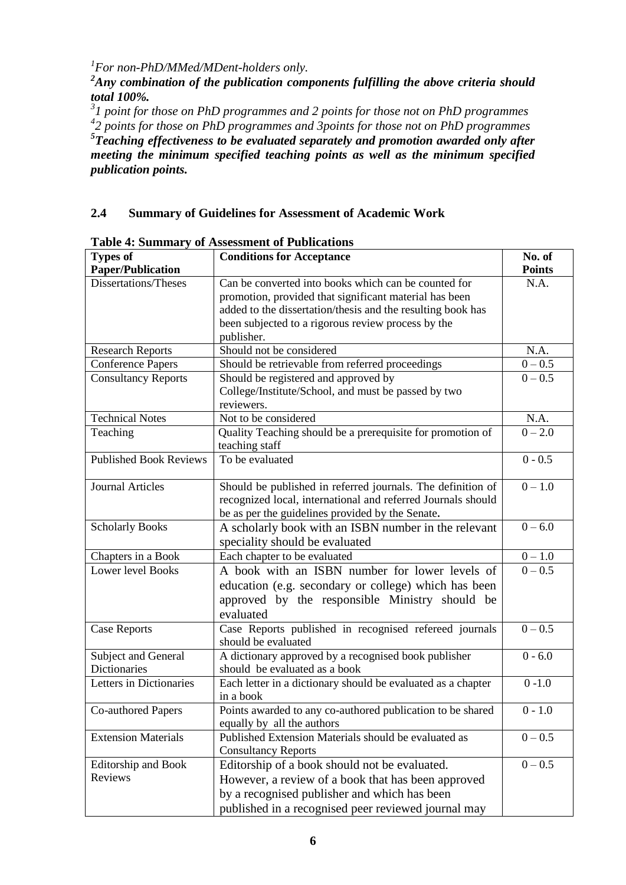[1]*For non-PhD/MMed/MDent-holders only.*

[2]***Any combination of the publication components fulfilling the above criteria should total 100%.***

[3]*1 point for those on PhD programmes and 2 points for those not on PhD programmes*

[4]*2 points for those on PhD programmes and 3points for those not on PhD programmes*

[5]***Teaching effectiveness to be evaluated separately and promotion awarded only after meeting the minimum specified teaching points as well as the minimum specified publication points.***

## 2.4 Summary of Guidelines for Assessment of Academic Work

**Table 4: Summary of Assessment of Publications**

| Types of Paper/Publication | Conditions for Acceptance | No. of Points |
|---|---|---|
| Dissertations/Theses | Can be converted into books which can be counted for promotion, provided that significant material has been added to the dissertation/thesis and the resulting book has been subjected to a rigorous review process by the publisher. | N.A. |
| Research Reports | Should not be considered | N.A. |
| Conference Papers | Should be retrievable from referred proceedings | 0 – 0.5 |
| Consultancy Reports | Should be registered and approved by College/Institute/School, and must be passed by two reviewers. | 0 – 0.5 |
| Technical Notes | Not to be considered | N.A. |
| Teaching | Quality Teaching should be a prerequisite for promotion of teaching staff | 0 – 2.0 |
| Published Book Reviews | To be evaluated | 0 - 0.5 |
| Journal Articles | Should be published in referred journals. The definition of recognized local, international and referred Journals should be as per the guidelines provided by the Senate**.** | 0 – 1.0 |
| Scholarly Books | A scholarly book with an ISBN number in the relevant speciality should be evaluated | 0 – 6.0 |
| Chapters in a Book | Each chapter to be evaluated | 0 – 1.0 |
| Lower level Books | A book with an ISBN number for lower levels of education (e.g. secondary or college) which has been approved by the responsible Ministry should be evaluated | 0 – 0.5 |
| Case Reports | Case Reports published in recognised refereed journals should be evaluated | 0 – 0.5 |
| Subject and General Dictionaries | A dictionary approved by a recognised book publisher should be evaluated as a book | 0 - 6.0 |
| Letters in Dictionaries | Each letter in a dictionary should be evaluated as a chapter in a book | 0 -1.0 |
| Co-authored Papers | Points awarded to any co-authored publication to be shared equally by all the authors | 0 - 1.0 |
| Extension Materials | Published Extension Materials should be evaluated as Consultancy Reports | 0 – 0.5 |
| Editorship and Book Reviews | Editorship of a book should not be evaluated. However, a review of a book that has been approved by a recognised publisher and which has been published in a recognised peer reviewed journal may | 0 – 0.5 |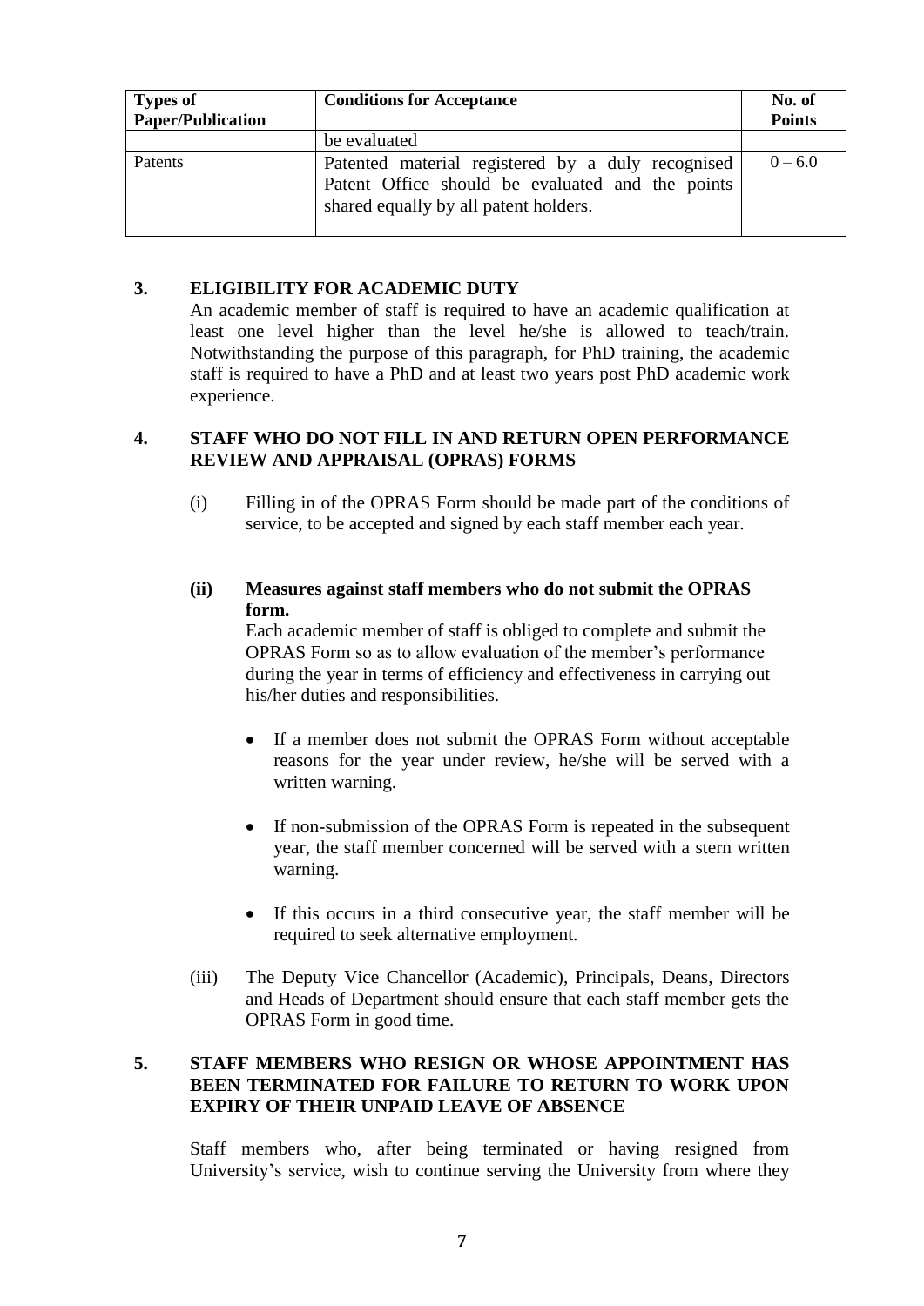| Types of Paper/Publication | Conditions for Acceptance | No. of Points |
| --- | --- | --- |
| | be evaluated | |
| Patents | Patented material registered by a duly recognised Patent Office should be evaluated and the points shared equally by all patent holders. | 0 – 6.0 |

## 3. ELIGIBILITY FOR ACADEMIC DUTY

An academic member of staff is required to have an academic qualification at least one level higher than the level he/she is allowed to teach/train. Notwithstanding the purpose of this paragraph, for PhD training, the academic staff is required to have a PhD and at least two years post PhD academic work experience.

## 4. STAFF WHO DO NOT FILL IN AND RETURN OPEN PERFORMANCE REVIEW AND APPRAISAL (OPRAS) FORMS

(i) Filling in of the OPRAS Form should be made part of the conditions of service, to be accepted and signed by each staff member each year.

**(ii) Measures against staff members who do not submit the OPRAS form.**

Each academic member of staff is obliged to complete and submit the OPRAS Form so as to allow evaluation of the member's performance during the year in terms of efficiency and effectiveness in carrying out his/her duties and responsibilities.

- If a member does not submit the OPRAS Form without acceptable reasons for the year under review, he/she will be served with a written warning.
- If non-submission of the OPRAS Form is repeated in the subsequent year, the staff member concerned will be served with a stern written warning.
- If this occurs in a third consecutive year, the staff member will be required to seek alternative employment.

(iii) The Deputy Vice Chancellor (Academic), Principals, Deans, Directors and Heads of Department should ensure that each staff member gets the OPRAS Form in good time.

## 5. STAFF MEMBERS WHO RESIGN OR WHOSE APPOINTMENT HAS BEEN TERMINATED FOR FAILURE TO RETURN TO WORK UPON EXPIRY OF THEIR UNPAID LEAVE OF ABSENCE

Staff members who, after being terminated or having resigned from University's service, wish to continue serving the University from where they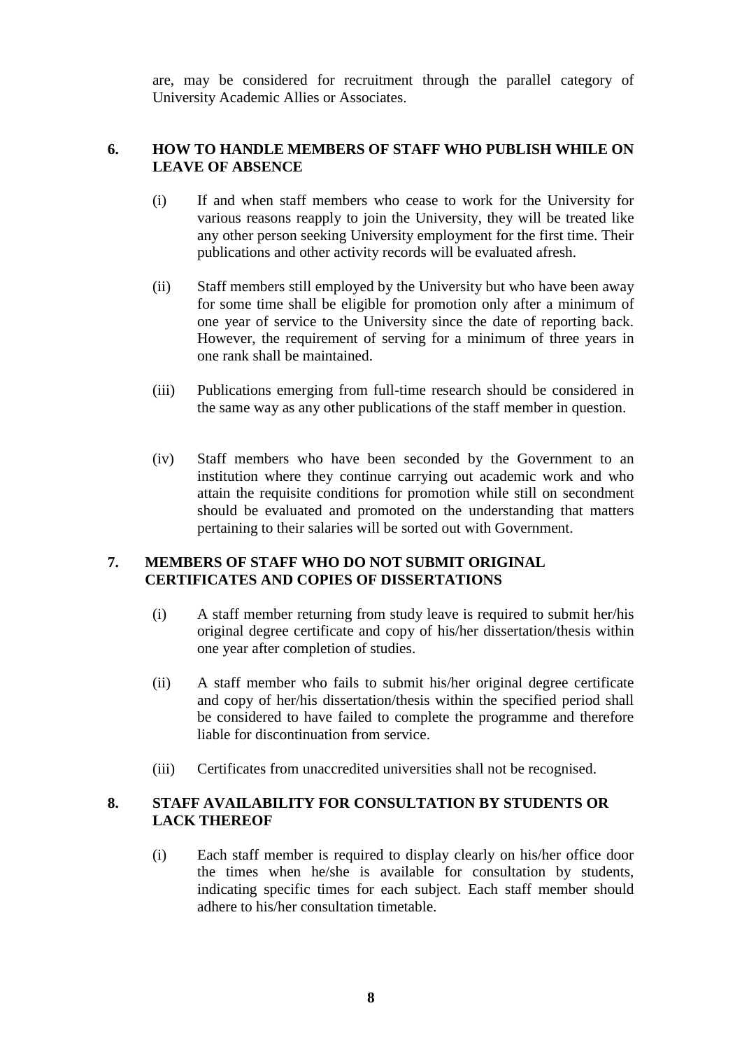are, may be considered for recruitment through the parallel category of University Academic Allies or Associates.

## 6. HOW TO HANDLE MEMBERS OF STAFF WHO PUBLISH WHILE ON LEAVE OF ABSENCE

(i) If and when staff members who cease to work for the University for various reasons reapply to join the University, they will be treated like any other person seeking University employment for the first time. Their publications and other activity records will be evaluated afresh.

(ii) Staff members still employed by the University but who have been away for some time shall be eligible for promotion only after a minimum of one year of service to the University since the date of reporting back. However, the requirement of serving for a minimum of three years in one rank shall be maintained.

(iii) Publications emerging from full-time research should be considered in the same way as any other publications of the staff member in question.

(iv) Staff members who have been seconded by the Government to an institution where they continue carrying out academic work and who attain the requisite conditions for promotion while still on secondment should be evaluated and promoted on the understanding that matters pertaining to their salaries will be sorted out with Government.

## 7. MEMBERS OF STAFF WHO DO NOT SUBMIT ORIGINAL CERTIFICATES AND COPIES OF DISSERTATIONS

(i) A staff member returning from study leave is required to submit her/his original degree certificate and copy of his/her dissertation/thesis within one year after completion of studies.

(ii) A staff member who fails to submit his/her original degree certificate and copy of her/his dissertation/thesis within the specified period shall be considered to have failed to complete the programme and therefore liable for discontinuation from service.

(iii) Certificates from unaccredited universities shall not be recognised.

## 8. STAFF AVAILABILITY FOR CONSULTATION BY STUDENTS OR LACK THEREOF

(i) Each staff member is required to display clearly on his/her office door the times when he/she is available for consultation by students, indicating specific times for each subject. Each staff member should adhere to his/her consultation timetable.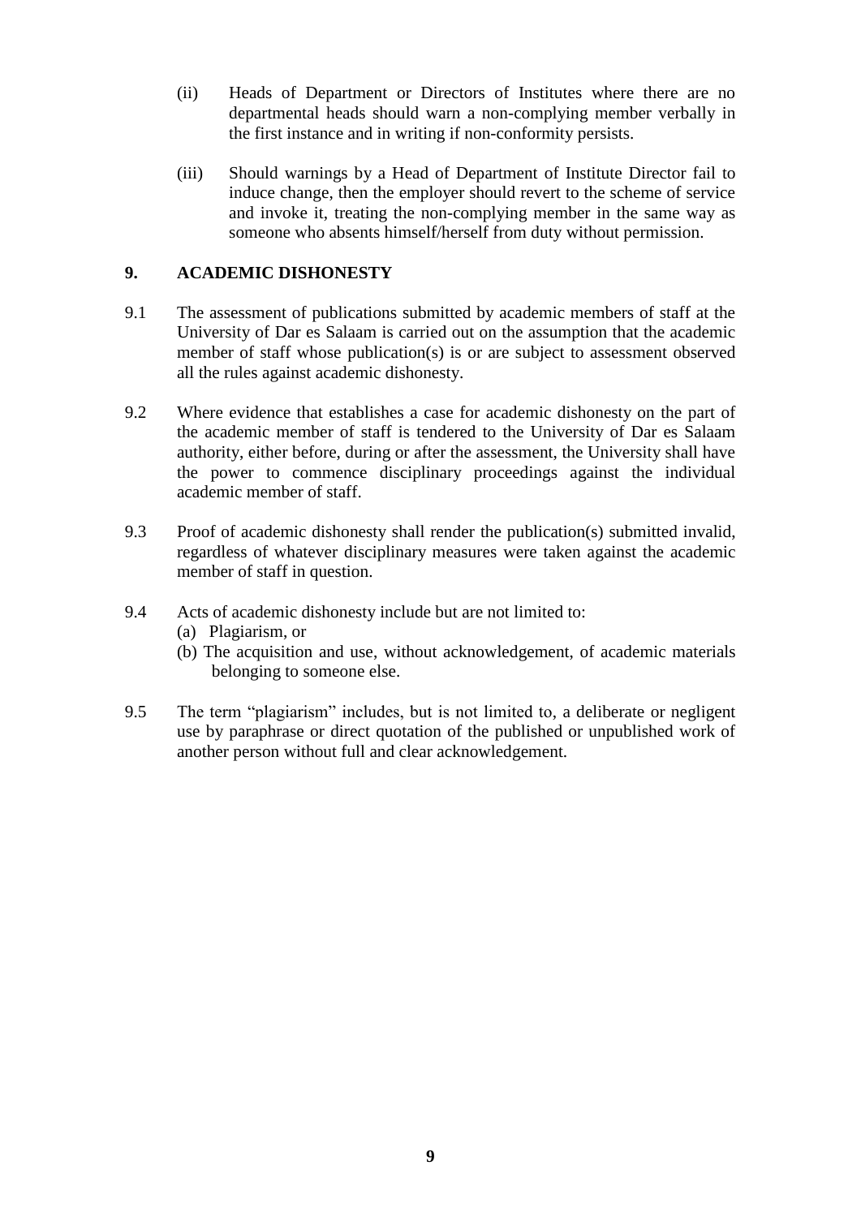(ii) Heads of Department or Directors of Institutes where there are no departmental heads should warn a non-complying member verbally in the first instance and in writing if non-conformity persists.

(iii) Should warnings by a Head of Department of Institute Director fail to induce change, then the employer should revert to the scheme of service and invoke it, treating the non-complying member in the same way as someone who absents himself/herself from duty without permission.

## 9. ACADEMIC DISHONESTY

9.1 The assessment of publications submitted by academic members of staff at the University of Dar es Salaam is carried out on the assumption that the academic member of staff whose publication(s) is or are subject to assessment observed all the rules against academic dishonesty.

9.2 Where evidence that establishes a case for academic dishonesty on the part of the academic member of staff is tendered to the University of Dar es Salaam authority, either before, during or after the assessment, the University shall have the power to commence disciplinary proceedings against the individual academic member of staff.

9.3 Proof of academic dishonesty shall render the publication(s) submitted invalid, regardless of whatever disciplinary measures were taken against the academic member of staff in question.

9.4 Acts of academic dishonesty include but are not limited to:
(a) Plagiarism, or
(b) The acquisition and use, without acknowledgement, of academic materials belonging to someone else.

9.5 The term "plagiarism" includes, but is not limited to, a deliberate or negligent use by paraphrase or direct quotation of the published or unpublished work of another person without full and clear acknowledgement.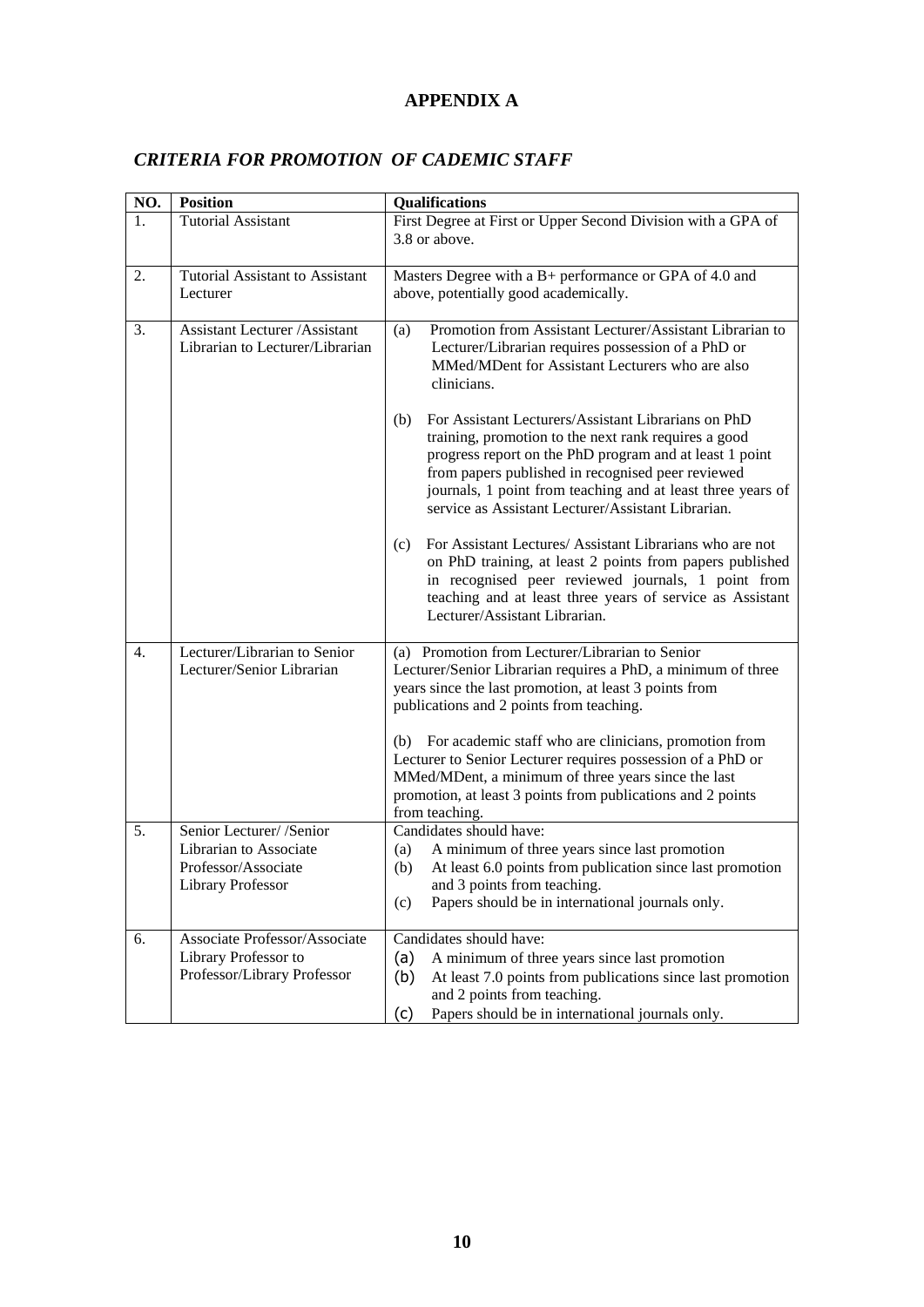# APPENDIX A

## *CRITERIA FOR PROMOTION OF CADEMIC STAFF*

| NO. | Position | Qualifications |
|---|---|---|
| 1. | Tutorial Assistant | First Degree at First or Upper Second Division with a GPA of 3.8 or above. |
| 2. | Tutorial Assistant to Assistant Lecturer | Masters Degree with a B+ performance or GPA of 4.0 and above, potentially good academically. |
| 3. | Assistant Lecturer /Assistant Librarian to Lecturer/Librarian | (a) Promotion from Assistant Lecturer/Assistant Librarian to Lecturer/Librarian requires possession of a PhD or MMed/MDent for Assistant Lecturers who are also clinicians.<br><br>(b) For Assistant Lecturers/Assistant Librarians on PhD training, promotion to the next rank requires a good progress report on the PhD program and at least 1 point from papers published in recognised peer reviewed journals, 1 point from teaching and at least three years of service as Assistant Lecturer/Assistant Librarian.<br><br>(c) For Assistant Lectures/ Assistant Librarians who are not on PhD training, at least 2 points from papers published in recognised peer reviewed journals, 1 point from teaching and at least three years of service as Assistant Lecturer/Assistant Librarian. |
| 4. | Lecturer/Librarian to Senior Lecturer/Senior Librarian | (a) Promotion from Lecturer/Librarian to Senior Lecturer/Senior Librarian requires a PhD, a minimum of three years since the last promotion, at least 3 points from publications and 2 points from teaching.<br><br>(b) For academic staff who are clinicians, promotion from Lecturer to Senior Lecturer requires possession of a PhD or MMed/MDent, a minimum of three years since the last promotion, at least 3 points from publications and 2 points from teaching. |
| 5. | Senior Lecturer/ /Senior Librarian to Associate Professor/Associate Library Professor | Candidates should have:<br>(a) A minimum of three years since last promotion<br>(b) At least 6.0 points from publication since last promotion and 3 points from teaching.<br>(c) Papers should be in international journals only. |
| 6. | Associate Professor/Associate Library Professor to Professor/Library Professor | Candidates should have:<br>(a) A minimum of three years since last promotion<br>(b) At least 7.0 points from publications since last promotion and 2 points from teaching.<br>(c) Papers should be in international journals only. |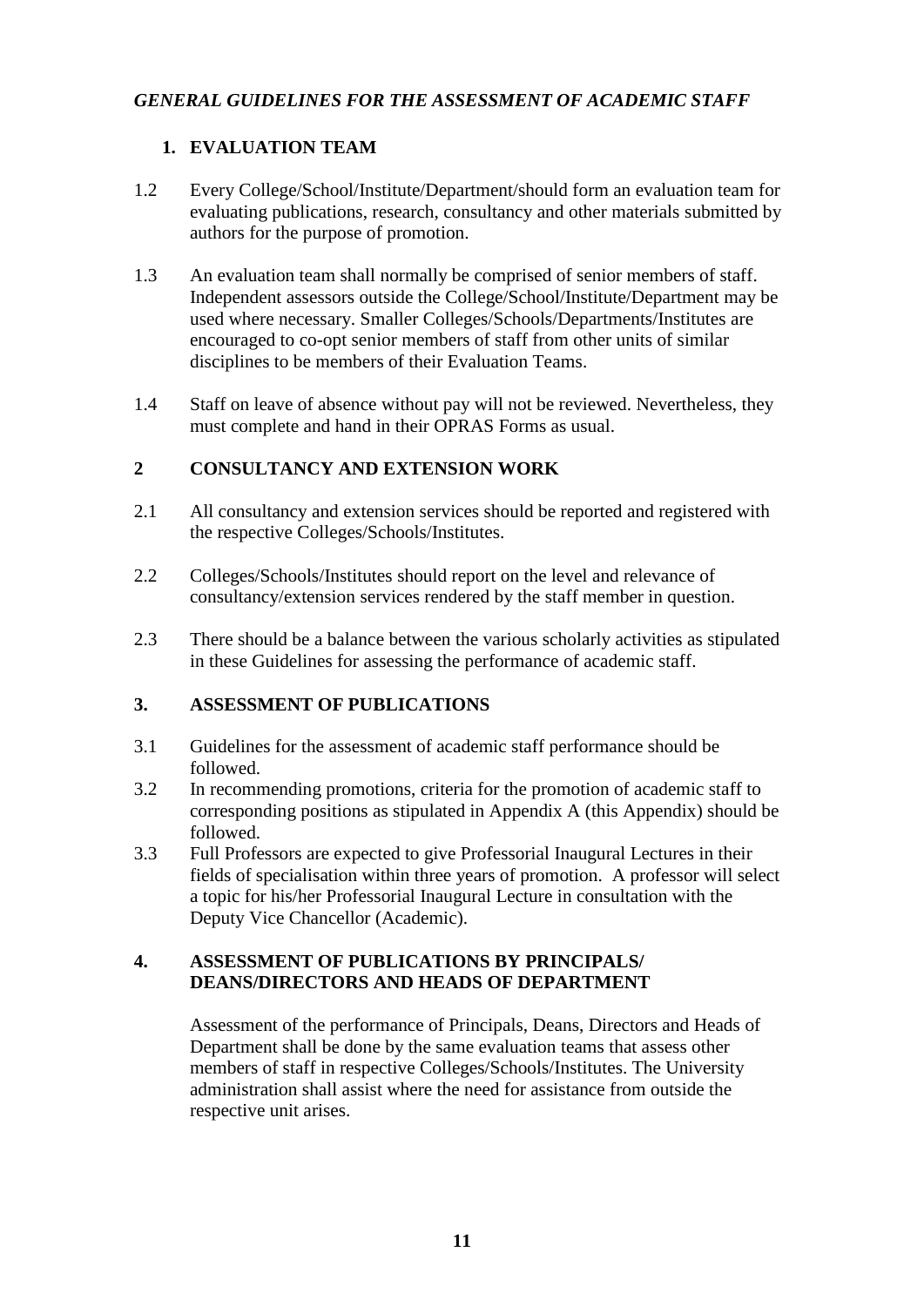*GENERAL GUIDELINES FOR THE ASSESSMENT OF ACADEMIC STAFF*

## 1. EVALUATION TEAM

1.2 Every College/School/Institute/Department/should form an evaluation team for evaluating publications, research, consultancy and other materials submitted by authors for the purpose of promotion.

1.3 An evaluation team shall normally be comprised of senior members of staff. Independent assessors outside the College/School/Institute/Department may be used where necessary. Smaller Colleges/Schools/Departments/Institutes are encouraged to co-opt senior members of staff from other units of similar disciplines to be members of their Evaluation Teams.

1.4 Staff on leave of absence without pay will not be reviewed. Nevertheless, they must complete and hand in their OPRAS Forms as usual.

## 2 CONSULTANCY AND EXTENSION WORK

2.1 All consultancy and extension services should be reported and registered with the respective Colleges/Schools/Institutes.

2.2 Colleges/Schools/Institutes should report on the level and relevance of consultancy/extension services rendered by the staff member in question.

2.3 There should be a balance between the various scholarly activities as stipulated in these Guidelines for assessing the performance of academic staff.

## 3. ASSESSMENT OF PUBLICATIONS

3.1 Guidelines for the assessment of academic staff performance should be followed.

3.2 In recommending promotions, criteria for the promotion of academic staff to corresponding positions as stipulated in Appendix A (this Appendix) should be followed.

3.3 Full Professors are expected to give Professorial Inaugural Lectures in their fields of specialisation within three years of promotion. A professor will select a topic for his/her Professorial Inaugural Lecture in consultation with the Deputy Vice Chancellor (Academic).

## 4. ASSESSMENT OF PUBLICATIONS BY PRINCIPALS/ DEANS/DIRECTORS AND HEADS OF DEPARTMENT

Assessment of the performance of Principals, Deans, Directors and Heads of Department shall be done by the same evaluation teams that assess other members of staff in respective Colleges/Schools/Institutes. The University administration shall assist where the need for assistance from outside the respective unit arises.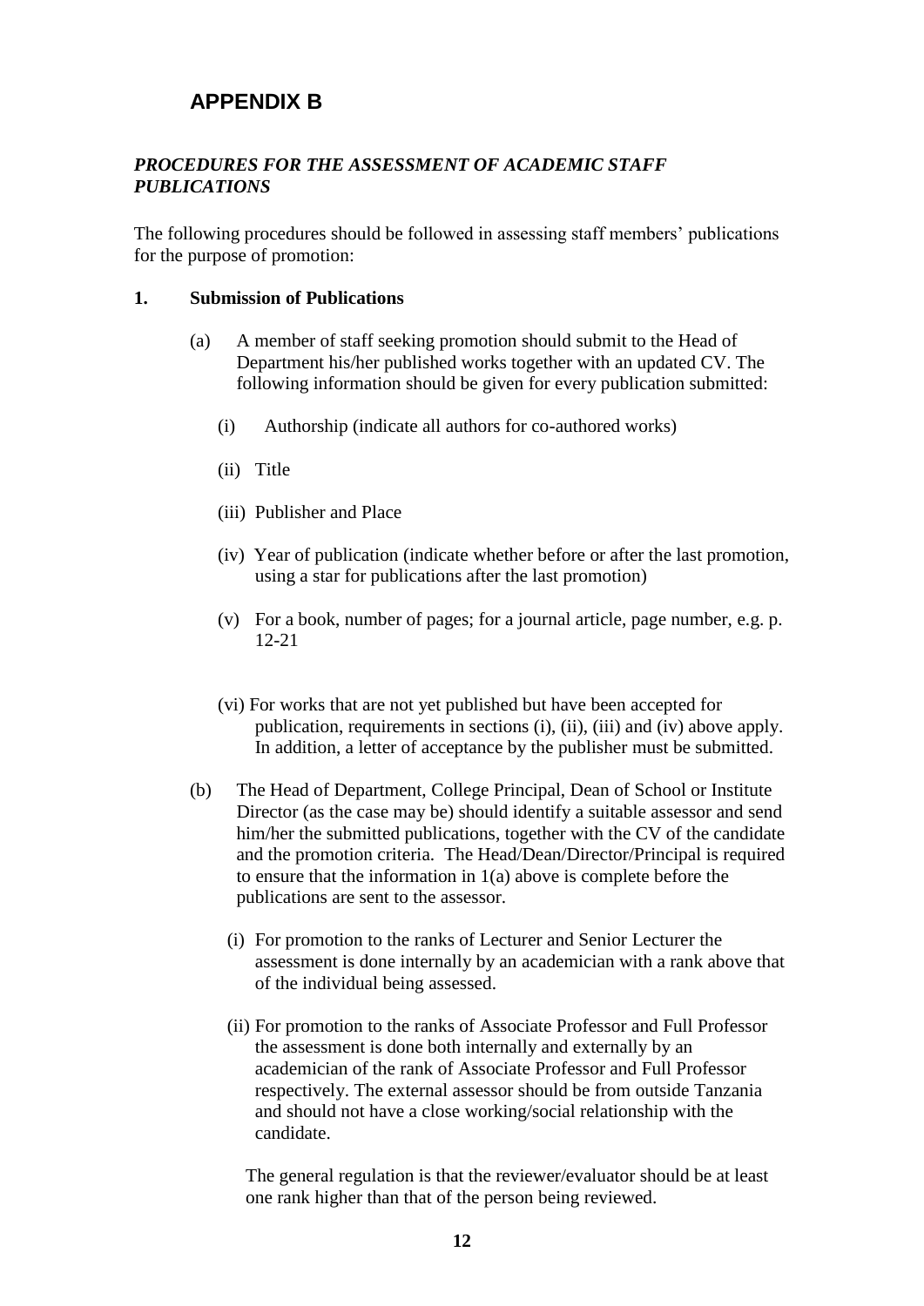# APPENDIX B

***PROCEDURES FOR THE ASSESSMENT OF ACADEMIC STAFF PUBLICATIONS***

The following procedures should be followed in assessing staff members' publications for the purpose of promotion:

**1. Submission of Publications**

(a) A member of staff seeking promotion should submit to the Head of Department his/her published works together with an updated CV. The following information should be given for every publication submitted:

(i) Authorship (indicate all authors for co-authored works)

(ii) Title

(iii) Publisher and Place

(iv) Year of publication (indicate whether before or after the last promotion, using a star for publications after the last promotion)

(v) For a book, number of pages; for a journal article, page number, e.g. p. 12-21

(vi) For works that are not yet published but have been accepted for publication, requirements in sections (i), (ii), (iii) and (iv) above apply. In addition, a letter of acceptance by the publisher must be submitted.

(b) The Head of Department, College Principal, Dean of School or Institute Director (as the case may be) should identify a suitable assessor and send him/her the submitted publications, together with the CV of the candidate and the promotion criteria. The Head/Dean/Director/Principal is required to ensure that the information in 1(a) above is complete before the publications are sent to the assessor.

(i) For promotion to the ranks of Lecturer and Senior Lecturer the assessment is done internally by an academician with a rank above that of the individual being assessed.

(ii) For promotion to the ranks of Associate Professor and Full Professor the assessment is done both internally and externally by an academician of the rank of Associate Professor and Full Professor respectively. The external assessor should be from outside Tanzania and should not have a close working/social relationship with the candidate.

The general regulation is that the reviewer/evaluator should be at least one rank higher than that of the person being reviewed.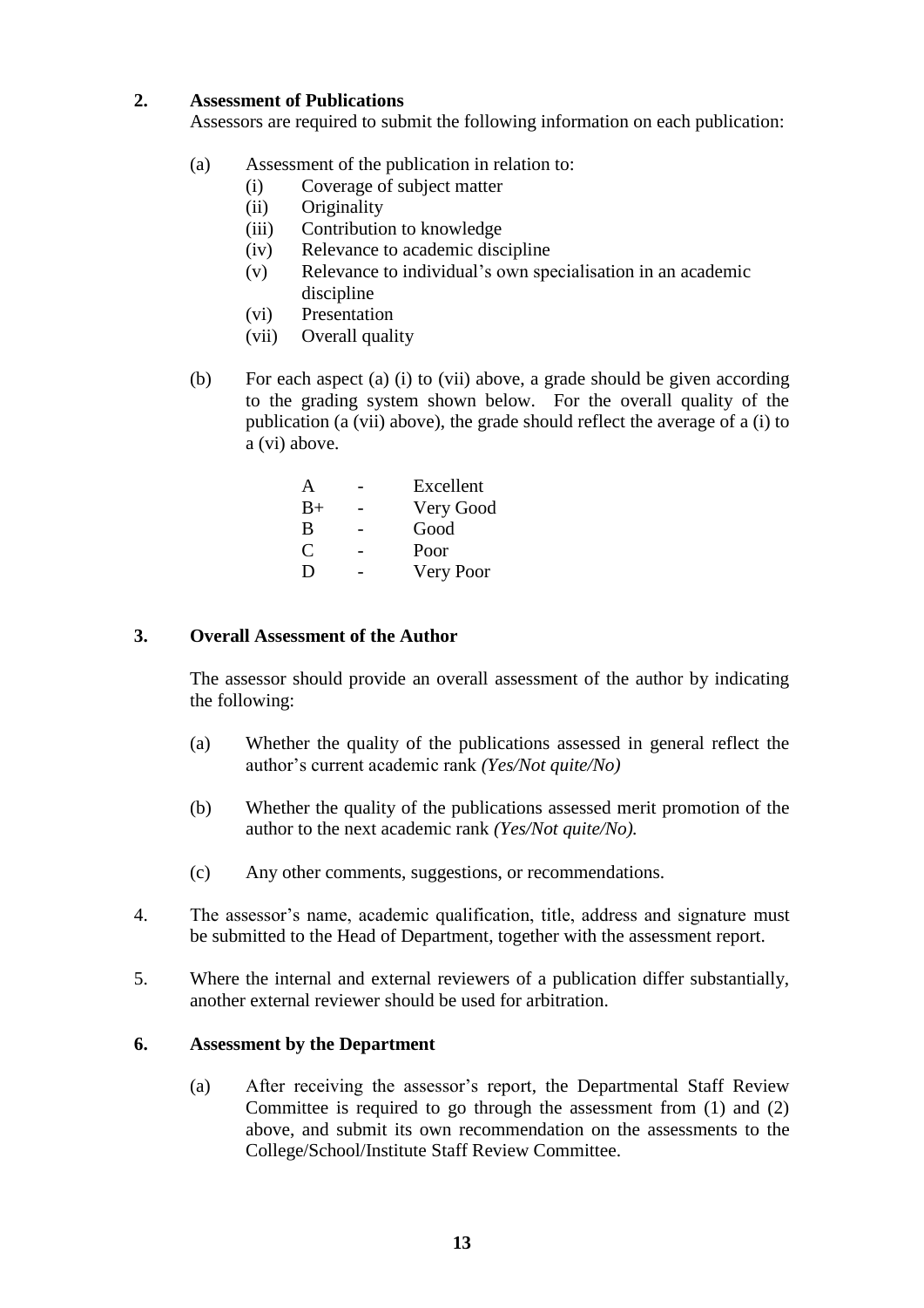**2. Assessment of Publications**

Assessors are required to submit the following information on each publication:

(a) Assessment of the publication in relation to:
   (i) Coverage of subject matter
   (ii) Originality
   (iii) Contribution to knowledge
   (iv) Relevance to academic discipline
   (v) Relevance to individual's own specialisation in an academic discipline
   (vi) Presentation
   (vii) Overall quality

(b) For each aspect (a) (i) to (vii) above, a grade should be given according to the grading system shown below. For the overall quality of the publication (a (vii) above), the grade should reflect the average of a (i) to a (vi) above.

| | | |
|---|---|---|
| A | - | Excellent |
| B+ | - | Very Good |
| B | - | Good |
| C | - | Poor |
| D | - | Very Poor |

**3. Overall Assessment of the Author**

The assessor should provide an overall assessment of the author by indicating the following:

(a) Whether the quality of the publications assessed in general reflect the author's current academic rank *(Yes/Not quite/No)*

(b) Whether the quality of the publications assessed merit promotion of the author to the next academic rank *(Yes/Not quite/No).*

(c) Any other comments, suggestions, or recommendations.

4. The assessor's name, academic qualification, title, address and signature must be submitted to the Head of Department, together with the assessment report.

5. Where the internal and external reviewers of a publication differ substantially, another external reviewer should be used for arbitration.

**6. Assessment by the Department**

(a) After receiving the assessor's report, the Departmental Staff Review Committee is required to go through the assessment from (1) and (2) above, and submit its own recommendation on the assessments to the College/School/Institute Staff Review Committee.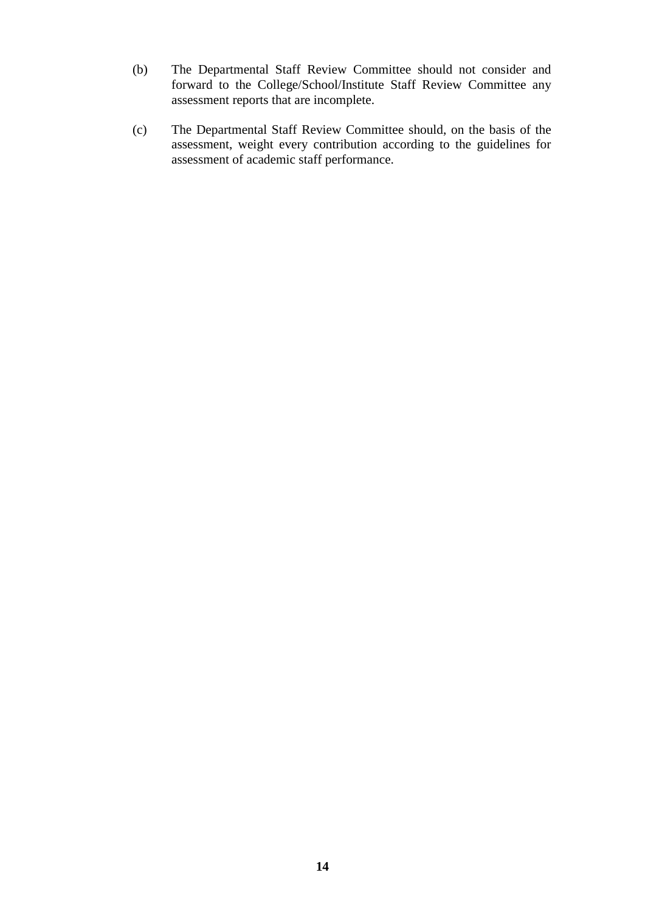(b) The Departmental Staff Review Committee should not consider and forward to the College/School/Institute Staff Review Committee any assessment reports that are incomplete.

(c) The Departmental Staff Review Committee should, on the basis of the assessment, weight every contribution according to the guidelines for assessment of academic staff performance.